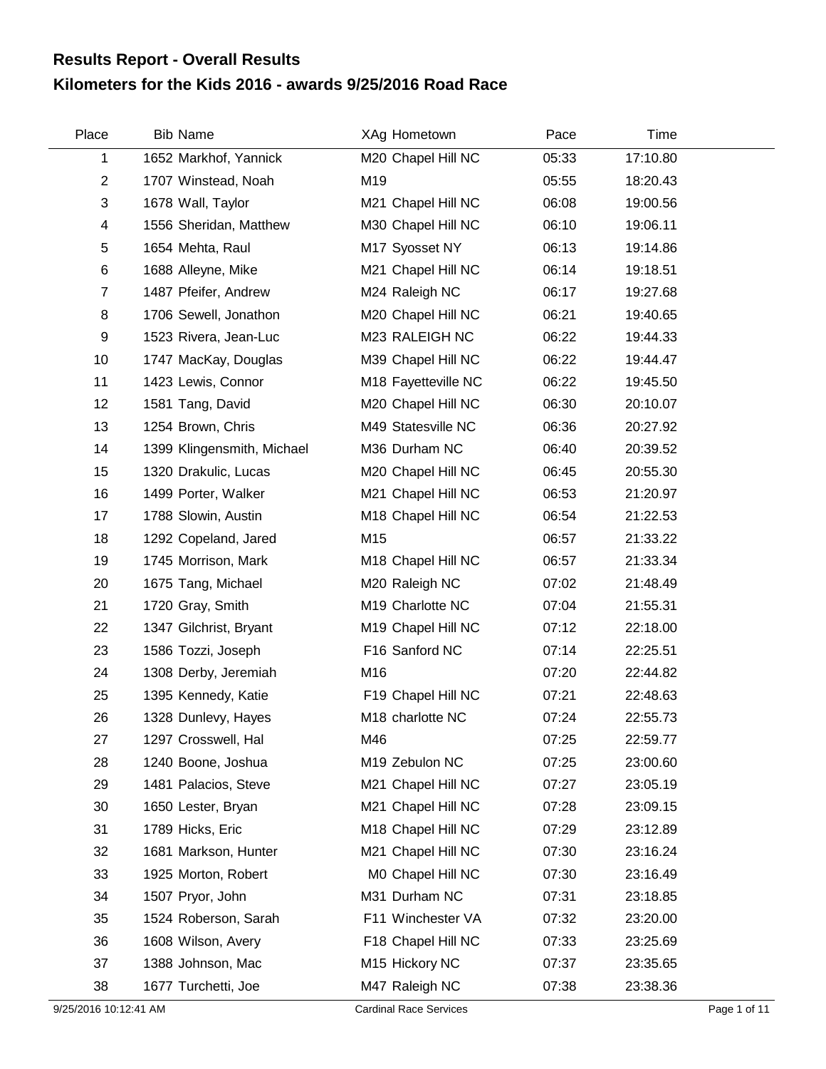# Results Report - Overall Results

## Kilometers for the Kids 2016 - awards 9/25/2016 Road Race

| Place | Bib | Name | XAg | Hometown | Pace | Time |
|---|---|---|---|---|---|---|
| 1 | 1652 | Markhof, Yannick | M20 | Chapel Hill NC | 05:33 | 17:10.80 |
| 2 | 1707 | Winstead, Noah | M19 | | 05:55 | 18:20.43 |
| 3 | 1678 | Wall, Taylor | M21 | Chapel Hill NC | 06:08 | 19:00.56 |
| 4 | 1556 | Sheridan, Matthew | M30 | Chapel Hill NC | 06:10 | 19:06.11 |
| 5 | 1654 | Mehta, Raul | M17 | Syosset NY | 06:13 | 19:14.86 |
| 6 | 1688 | Alleyne, Mike | M21 | Chapel Hill NC | 06:14 | 19:18.51 |
| 7 | 1487 | Pfeifer, Andrew | M24 | Raleigh NC | 06:17 | 19:27.68 |
| 8 | 1706 | Sewell, Jonathon | M20 | Chapel Hill NC | 06:21 | 19:40.65 |
| 9 | 1523 | Rivera, Jean-Luc | M23 | RALEIGH NC | 06:22 | 19:44.33 |
| 10 | 1747 | MacKay, Douglas | M39 | Chapel Hill NC | 06:22 | 19:44.47 |
| 11 | 1423 | Lewis, Connor | M18 | Fayetteville NC | 06:22 | 19:45.50 |
| 12 | 1581 | Tang, David | M20 | Chapel Hill NC | 06:30 | 20:10.07 |
| 13 | 1254 | Brown, Chris | M49 | Statesville NC | 06:36 | 20:27.92 |
| 14 | 1399 | Klingensmith, Michael | M36 | Durham NC | 06:40 | 20:39.52 |
| 15 | 1320 | Drakulic, Lucas | M20 | Chapel Hill NC | 06:45 | 20:55.30 |
| 16 | 1499 | Porter, Walker | M21 | Chapel Hill NC | 06:53 | 21:20.97 |
| 17 | 1788 | Slowin, Austin | M18 | Chapel Hill NC | 06:54 | 21:22.53 |
| 18 | 1292 | Copeland, Jared | M15 | | 06:57 | 21:33.22 |
| 19 | 1745 | Morrison, Mark | M18 | Chapel Hill NC | 06:57 | 21:33.34 |
| 20 | 1675 | Tang, Michael | M20 | Raleigh NC | 07:02 | 21:48.49 |
| 21 | 1720 | Gray, Smith | M19 | Charlotte NC | 07:04 | 21:55.31 |
| 22 | 1347 | Gilchrist, Bryant | M19 | Chapel Hill NC | 07:12 | 22:18.00 |
| 23 | 1586 | Tozzi, Joseph | F16 | Sanford NC | 07:14 | 22:25.51 |
| 24 | 1308 | Derby, Jeremiah | M16 | | 07:20 | 22:44.82 |
| 25 | 1395 | Kennedy, Katie | F19 | Chapel Hill NC | 07:21 | 22:48.63 |
| 26 | 1328 | Dunlevy, Hayes | M18 | charlotte NC | 07:24 | 22:55.73 |
| 27 | 1297 | Crosswell, Hal | M46 | | 07:25 | 22:59.77 |
| 28 | 1240 | Boone, Joshua | M19 | Zebulon NC | 07:25 | 23:00.60 |
| 29 | 1481 | Palacios, Steve | M21 | Chapel Hill NC | 07:27 | 23:05.19 |
| 30 | 1650 | Lester, Bryan | M21 | Chapel Hill NC | 07:28 | 23:09.15 |
| 31 | 1789 | Hicks, Eric | M18 | Chapel Hill NC | 07:29 | 23:12.89 |
| 32 | 1681 | Markson, Hunter | M21 | Chapel Hill NC | 07:30 | 23:16.24 |
| 33 | 1925 | Morton, Robert | M0 | Chapel Hill NC | 07:30 | 23:16.49 |
| 34 | 1507 | Pryor, John | M31 | Durham NC | 07:31 | 23:18.85 |
| 35 | 1524 | Roberson, Sarah | F11 | Winchester VA | 07:32 | 23:20.00 |
| 36 | 1608 | Wilson, Avery | F18 | Chapel Hill NC | 07:33 | 23:25.69 |
| 37 | 1388 | Johnson, Mac | M15 | Hickory NC | 07:37 | 23:35.65 |
| 38 | 1677 | Turchetti, Joe | M47 | Raleigh NC | 07:38 | 23:38.36 |

9/25/2016 10:12:41 AM — Cardinal Race Services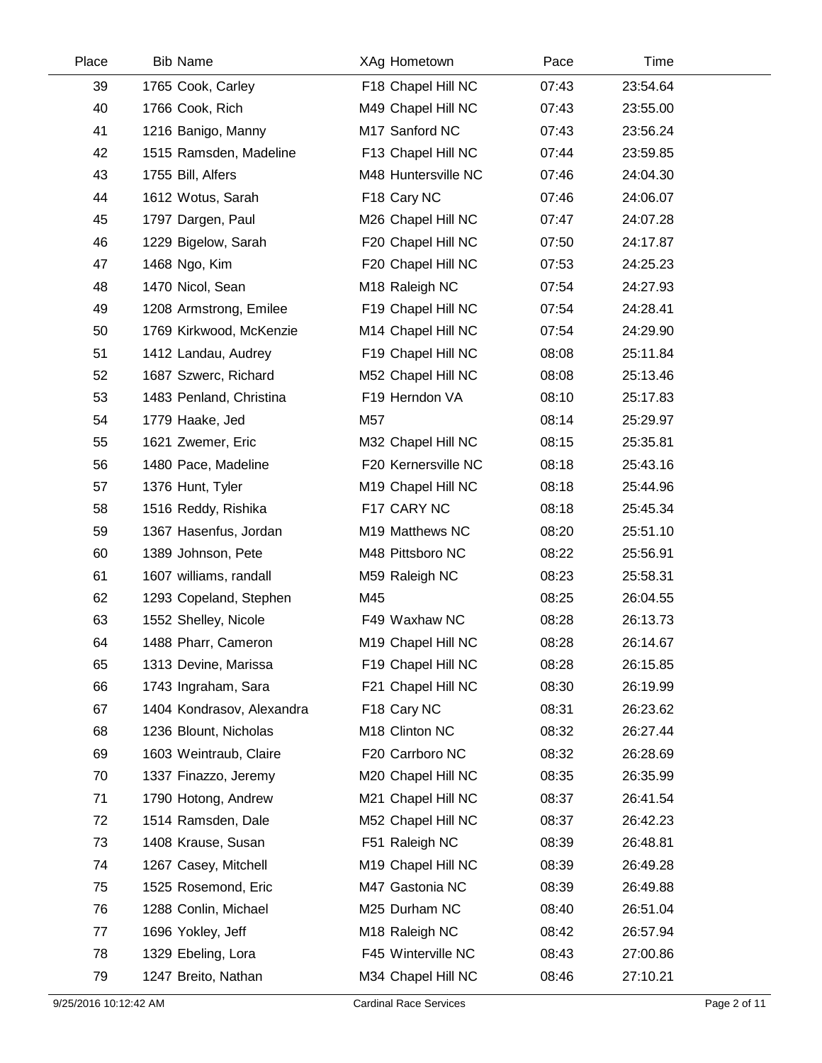| Place | Bib | Name | XAg | Hometown | Pace | Time |
|---|---|---|---|---|---|---|
| 39 | 1765 | Cook, Carley | F18 | Chapel Hill NC | 07:43 | 23:54.64 |
| 40 | 1766 | Cook, Rich | M49 | Chapel Hill NC | 07:43 | 23:55.00 |
| 41 | 1216 | Banigo, Manny | M17 | Sanford NC | 07:43 | 23:56.24 |
| 42 | 1515 | Ramsden, Madeline | F13 | Chapel Hill NC | 07:44 | 23:59.85 |
| 43 | 1755 | Bill, Alfers | M48 | Huntersville NC | 07:46 | 24:04.30 |
| 44 | 1612 | Wotus, Sarah | F18 | Cary NC | 07:46 | 24:06.07 |
| 45 | 1797 | Dargen, Paul | M26 | Chapel Hill NC | 07:47 | 24:07.28 |
| 46 | 1229 | Bigelow, Sarah | F20 | Chapel Hill NC | 07:50 | 24:17.87 |
| 47 | 1468 | Ngo, Kim | F20 | Chapel Hill NC | 07:53 | 24:25.23 |
| 48 | 1470 | Nicol, Sean | M18 | Raleigh NC | 07:54 | 24:27.93 |
| 49 | 1208 | Armstrong, Emilee | F19 | Chapel Hill NC | 07:54 | 24:28.41 |
| 50 | 1769 | Kirkwood, McKenzie | M14 | Chapel Hill NC | 07:54 | 24:29.90 |
| 51 | 1412 | Landau, Audrey | F19 | Chapel Hill NC | 08:08 | 25:11.84 |
| 52 | 1687 | Szwerc, Richard | M52 | Chapel Hill NC | 08:08 | 25:13.46 |
| 53 | 1483 | Penland, Christina | F19 | Herndon VA | 08:10 | 25:17.83 |
| 54 | 1779 | Haake, Jed | M57 | | 08:14 | 25:29.97 |
| 55 | 1621 | Zwemer, Eric | M32 | Chapel Hill NC | 08:15 | 25:35.81 |
| 56 | 1480 | Pace, Madeline | F20 | Kernersville NC | 08:18 | 25:43.16 |
| 57 | 1376 | Hunt, Tyler | M19 | Chapel Hill NC | 08:18 | 25:44.96 |
| 58 | 1516 | Reddy, Rishika | F17 | CARY NC | 08:18 | 25:45.34 |
| 59 | 1367 | Hasenfus, Jordan | M19 | Matthews NC | 08:20 | 25:51.10 |
| 60 | 1389 | Johnson, Pete | M48 | Pittsboro NC | 08:22 | 25:56.91 |
| 61 | 1607 | williams, randall | M59 | Raleigh NC | 08:23 | 25:58.31 |
| 62 | 1293 | Copeland, Stephen | M45 | | 08:25 | 26:04.55 |
| 63 | 1552 | Shelley, Nicole | F49 | Waxhaw NC | 08:28 | 26:13.73 |
| 64 | 1488 | Pharr, Cameron | M19 | Chapel Hill NC | 08:28 | 26:14.67 |
| 65 | 1313 | Devine, Marissa | F19 | Chapel Hill NC | 08:28 | 26:15.85 |
| 66 | 1743 | Ingraham, Sara | F21 | Chapel Hill NC | 08:30 | 26:19.99 |
| 67 | 1404 | Kondrasov, Alexandra | F18 | Cary NC | 08:31 | 26:23.62 |
| 68 | 1236 | Blount, Nicholas | M18 | Clinton NC | 08:32 | 26:27.44 |
| 69 | 1603 | Weintraub, Claire | F20 | Carrboro NC | 08:32 | 26:28.69 |
| 70 | 1337 | Finazzo, Jeremy | M20 | Chapel Hill NC | 08:35 | 26:35.99 |
| 71 | 1790 | Hotong, Andrew | M21 | Chapel Hill NC | 08:37 | 26:41.54 |
| 72 | 1514 | Ramsden, Dale | M52 | Chapel Hill NC | 08:37 | 26:42.23 |
| 73 | 1408 | Krause, Susan | F51 | Raleigh NC | 08:39 | 26:48.81 |
| 74 | 1267 | Casey, Mitchell | M19 | Chapel Hill NC | 08:39 | 26:49.28 |
| 75 | 1525 | Rosemond, Eric | M47 | Gastonia NC | 08:39 | 26:49.88 |
| 76 | 1288 | Conlin, Michael | M25 | Durham NC | 08:40 | 26:51.04 |
| 77 | 1696 | Yokley, Jeff | M18 | Raleigh NC | 08:42 | 26:57.94 |
| 78 | 1329 | Ebeling, Lora | F45 | Winterville NC | 08:43 | 27:00.86 |
| 79 | 1247 | Breito, Nathan | M34 | Chapel Hill NC | 08:46 | 27:10.21 |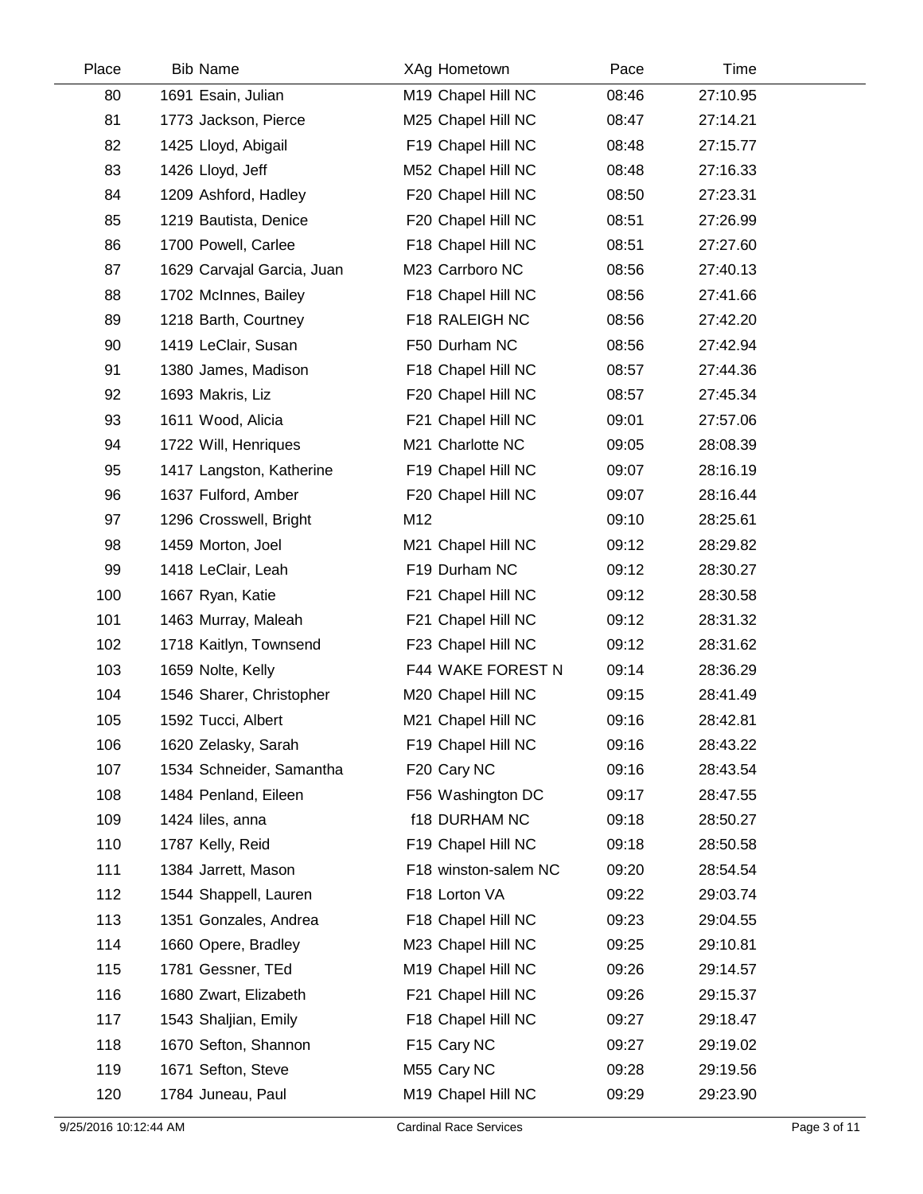| Place | Bib | Name | XAg | Hometown | Pace | Time |
|---|---|---|---|---|---|---|
| 80 | 1691 | Esain, Julian | M19 | Chapel Hill NC | 08:46 | 27:10.95 |
| 81 | 1773 | Jackson, Pierce | M25 | Chapel Hill NC | 08:47 | 27:14.21 |
| 82 | 1425 | Lloyd, Abigail | F19 | Chapel Hill NC | 08:48 | 27:15.77 |
| 83 | 1426 | Lloyd, Jeff | M52 | Chapel Hill NC | 08:48 | 27:16.33 |
| 84 | 1209 | Ashford, Hadley | F20 | Chapel Hill NC | 08:50 | 27:23.31 |
| 85 | 1219 | Bautista, Denice | F20 | Chapel Hill NC | 08:51 | 27:26.99 |
| 86 | 1700 | Powell, Carlee | F18 | Chapel Hill NC | 08:51 | 27:27.60 |
| 87 | 1629 | Carvajal Garcia, Juan | M23 | Carrboro NC | 08:56 | 27:40.13 |
| 88 | 1702 | McInnes, Bailey | F18 | Chapel Hill NC | 08:56 | 27:41.66 |
| 89 | 1218 | Barth, Courtney | F18 | RALEIGH NC | 08:56 | 27:42.20 |
| 90 | 1419 | LeClair, Susan | F50 | Durham NC | 08:56 | 27:42.94 |
| 91 | 1380 | James, Madison | F18 | Chapel Hill NC | 08:57 | 27:44.36 |
| 92 | 1693 | Makris, Liz | F20 | Chapel Hill NC | 08:57 | 27:45.34 |
| 93 | 1611 | Wood, Alicia | F21 | Chapel Hill NC | 09:01 | 27:57.06 |
| 94 | 1722 | Will, Henriques | M21 | Charlotte NC | 09:05 | 28:08.39 |
| 95 | 1417 | Langston, Katherine | F19 | Chapel Hill NC | 09:07 | 28:16.19 |
| 96 | 1637 | Fulford, Amber | F20 | Chapel Hill NC | 09:07 | 28:16.44 |
| 97 | 1296 | Crosswell, Bright | M12 | | 09:10 | 28:25.61 |
| 98 | 1459 | Morton, Joel | M21 | Chapel Hill NC | 09:12 | 28:29.82 |
| 99 | 1418 | LeClair, Leah | F19 | Durham NC | 09:12 | 28:30.27 |
| 100 | 1667 | Ryan, Katie | F21 | Chapel Hill NC | 09:12 | 28:30.58 |
| 101 | 1463 | Murray, Maleah | F21 | Chapel Hill NC | 09:12 | 28:31.32 |
| 102 | 1718 | Kaitlyn, Townsend | F23 | Chapel Hill NC | 09:12 | 28:31.62 |
| 103 | 1659 | Nolte, Kelly | F44 | WAKE FOREST N | 09:14 | 28:36.29 |
| 104 | 1546 | Sharer, Christopher | M20 | Chapel Hill NC | 09:15 | 28:41.49 |
| 105 | 1592 | Tucci, Albert | M21 | Chapel Hill NC | 09:16 | 28:42.81 |
| 106 | 1620 | Zelasky, Sarah | F19 | Chapel Hill NC | 09:16 | 28:43.22 |
| 107 | 1534 | Schneider, Samantha | F20 | Cary NC | 09:16 | 28:43.54 |
| 108 | 1484 | Penland, Eileen | F56 | Washington DC | 09:17 | 28:47.55 |
| 109 | 1424 | liles, anna | f18 | DURHAM NC | 09:18 | 28:50.27 |
| 110 | 1787 | Kelly, Reid | F19 | Chapel Hill NC | 09:18 | 28:50.58 |
| 111 | 1384 | Jarrett, Mason | F18 | winston-salem NC | 09:20 | 28:54.54 |
| 112 | 1544 | Shappell, Lauren | F18 | Lorton VA | 09:22 | 29:03.74 |
| 113 | 1351 | Gonzales, Andrea | F18 | Chapel Hill NC | 09:23 | 29:04.55 |
| 114 | 1660 | Opere, Bradley | M23 | Chapel Hill NC | 09:25 | 29:10.81 |
| 115 | 1781 | Gessner, TEd | M19 | Chapel Hill NC | 09:26 | 29:14.57 |
| 116 | 1680 | Zwart, Elizabeth | F21 | Chapel Hill NC | 09:26 | 29:15.37 |
| 117 | 1543 | Shaljian, Emily | F18 | Chapel Hill NC | 09:27 | 29:18.47 |
| 118 | 1670 | Sefton, Shannon | F15 | Cary NC | 09:27 | 29:19.02 |
| 119 | 1671 | Sefton, Steve | M55 | Cary NC | 09:28 | 29:19.56 |
| 120 | 1784 | Juneau, Paul | M19 | Chapel Hill NC | 09:29 | 29:23.90 |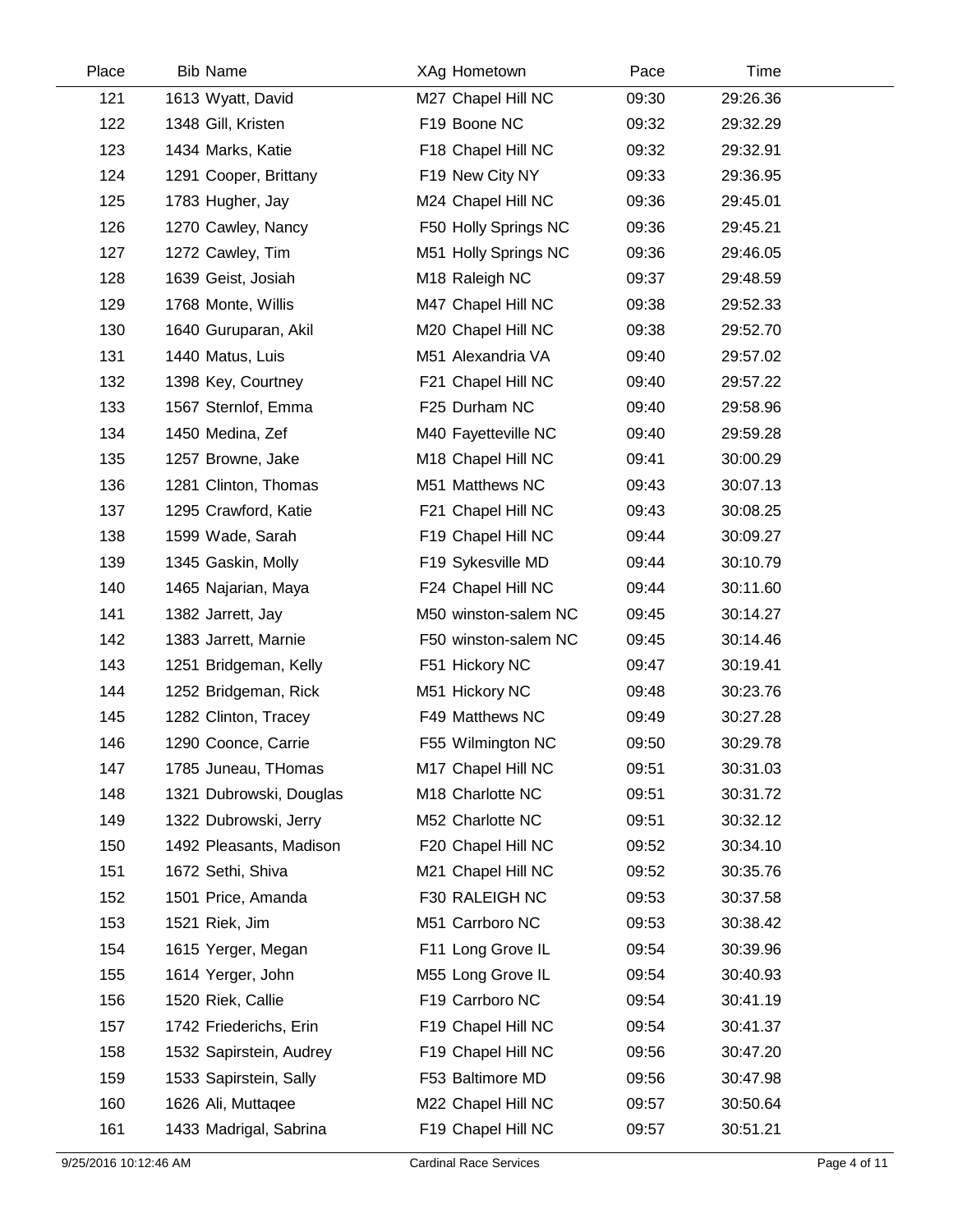| Place | Bib | Name | XAg | Hometown | Pace | Time |
|---|---|---|---|---|---|---|
| 121 | 1613 | Wyatt, David | M27 | Chapel Hill NC | 09:30 | 29:26.36 |
| 122 | 1348 | Gill, Kristen | F19 | Boone NC | 09:32 | 29:32.29 |
| 123 | 1434 | Marks, Katie | F18 | Chapel Hill NC | 09:32 | 29:32.91 |
| 124 | 1291 | Cooper, Brittany | F19 | New City NY | 09:33 | 29:36.95 |
| 125 | 1783 | Hugher, Jay | M24 | Chapel Hill NC | 09:36 | 29:45.01 |
| 126 | 1270 | Cawley, Nancy | F50 | Holly Springs NC | 09:36 | 29:45.21 |
| 127 | 1272 | Cawley, Tim | M51 | Holly Springs NC | 09:36 | 29:46.05 |
| 128 | 1639 | Geist, Josiah | M18 | Raleigh NC | 09:37 | 29:48.59 |
| 129 | 1768 | Monte, Willis | M47 | Chapel Hill NC | 09:38 | 29:52.33 |
| 130 | 1640 | Guruparan, Akil | M20 | Chapel Hill NC | 09:38 | 29:52.70 |
| 131 | 1440 | Matus, Luis | M51 | Alexandria VA | 09:40 | 29:57.02 |
| 132 | 1398 | Key, Courtney | F21 | Chapel Hill NC | 09:40 | 29:57.22 |
| 133 | 1567 | Sternlof, Emma | F25 | Durham NC | 09:40 | 29:58.96 |
| 134 | 1450 | Medina, Zef | M40 | Fayetteville NC | 09:40 | 29:59.28 |
| 135 | 1257 | Browne, Jake | M18 | Chapel Hill NC | 09:41 | 30:00.29 |
| 136 | 1281 | Clinton, Thomas | M51 | Matthews NC | 09:43 | 30:07.13 |
| 137 | 1295 | Crawford, Katie | F21 | Chapel Hill NC | 09:43 | 30:08.25 |
| 138 | 1599 | Wade, Sarah | F19 | Chapel Hill NC | 09:44 | 30:09.27 |
| 139 | 1345 | Gaskin, Molly | F19 | Sykesville MD | 09:44 | 30:10.79 |
| 140 | 1465 | Najarian, Maya | F24 | Chapel Hill NC | 09:44 | 30:11.60 |
| 141 | 1382 | Jarrett, Jay | M50 | winston-salem NC | 09:45 | 30:14.27 |
| 142 | 1383 | Jarrett, Marnie | F50 | winston-salem NC | 09:45 | 30:14.46 |
| 143 | 1251 | Bridgeman, Kelly | F51 | Hickory NC | 09:47 | 30:19.41 |
| 144 | 1252 | Bridgeman, Rick | M51 | Hickory NC | 09:48 | 30:23.76 |
| 145 | 1282 | Clinton, Tracey | F49 | Matthews NC | 09:49 | 30:27.28 |
| 146 | 1290 | Coonce, Carrie | F55 | Wilmington NC | 09:50 | 30:29.78 |
| 147 | 1785 | Juneau, THomas | M17 | Chapel Hill NC | 09:51 | 30:31.03 |
| 148 | 1321 | Dubrowski, Douglas | M18 | Charlotte NC | 09:51 | 30:31.72 |
| 149 | 1322 | Dubrowski, Jerry | M52 | Charlotte NC | 09:51 | 30:32.12 |
| 150 | 1492 | Pleasants, Madison | F20 | Chapel Hill NC | 09:52 | 30:34.10 |
| 151 | 1672 | Sethi, Shiva | M21 | Chapel Hill NC | 09:52 | 30:35.76 |
| 152 | 1501 | Price, Amanda | F30 | RALEIGH NC | 09:53 | 30:37.58 |
| 153 | 1521 | Riek, Jim | M51 | Carrboro NC | 09:53 | 30:38.42 |
| 154 | 1615 | Yerger, Megan | F11 | Long Grove IL | 09:54 | 30:39.96 |
| 155 | 1614 | Yerger, John | M55 | Long Grove IL | 09:54 | 30:40.93 |
| 156 | 1520 | Riek, Callie | F19 | Carrboro NC | 09:54 | 30:41.19 |
| 157 | 1742 | Friederichs, Erin | F19 | Chapel Hill NC | 09:54 | 30:41.37 |
| 158 | 1532 | Sapirstein, Audrey | F19 | Chapel Hill NC | 09:56 | 30:47.20 |
| 159 | 1533 | Sapirstein, Sally | F53 | Baltimore MD | 09:56 | 30:47.98 |
| 160 | 1626 | Ali, Muttaqee | M22 | Chapel Hill NC | 09:57 | 30:50.64 |
| 161 | 1433 | Madrigal, Sabrina | F19 | Chapel Hill NC | 09:57 | 30:51.21 |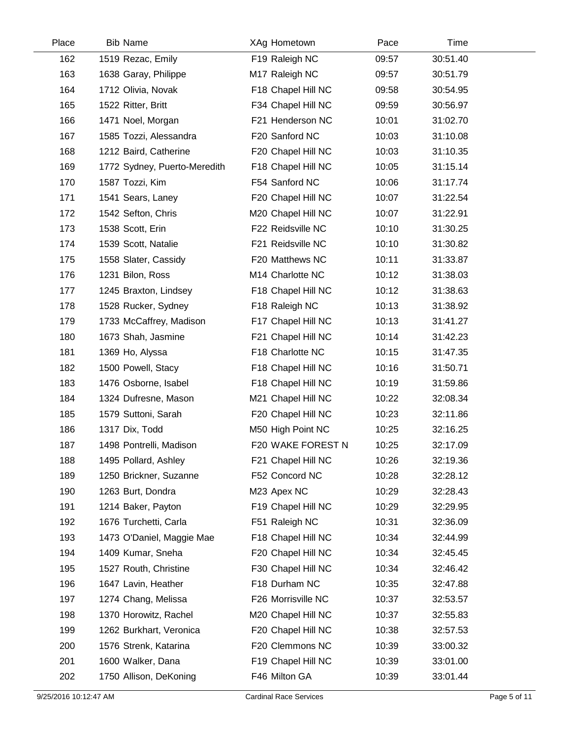| Place | Bib | Name | XAg | Hometown | Pace | Time |
|---|---|---|---|---|---|---|
| 162 | 1519 | Rezac, Emily | F19 | Raleigh NC | 09:57 | 30:51.40 |
| 163 | 1638 | Garay, Philippe | M17 | Raleigh NC | 09:57 | 30:51.79 |
| 164 | 1712 | Olivia, Novak | F18 | Chapel Hill NC | 09:58 | 30:54.95 |
| 165 | 1522 | Ritter, Britt | F34 | Chapel Hill NC | 09:59 | 30:56.97 |
| 166 | 1471 | Noel, Morgan | F21 | Henderson NC | 10:01 | 31:02.70 |
| 167 | 1585 | Tozzi, Alessandra | F20 | Sanford NC | 10:03 | 31:10.08 |
| 168 | 1212 | Baird, Catherine | F20 | Chapel Hill NC | 10:03 | 31:10.35 |
| 169 | 1772 | Sydney, Puerto-Meredith | F18 | Chapel Hill NC | 10:05 | 31:15.14 |
| 170 | 1587 | Tozzi, Kim | F54 | Sanford NC | 10:06 | 31:17.74 |
| 171 | 1541 | Sears, Laney | F20 | Chapel Hill NC | 10:07 | 31:22.54 |
| 172 | 1542 | Sefton, Chris | M20 | Chapel Hill NC | 10:07 | 31:22.91 |
| 173 | 1538 | Scott, Erin | F22 | Reidsville NC | 10:10 | 31:30.25 |
| 174 | 1539 | Scott, Natalie | F21 | Reidsville NC | 10:10 | 31:30.82 |
| 175 | 1558 | Slater, Cassidy | F20 | Matthews NC | 10:11 | 31:33.87 |
| 176 | 1231 | Bilon, Ross | M14 | Charlotte NC | 10:12 | 31:38.03 |
| 177 | 1245 | Braxton, Lindsey | F18 | Chapel Hill NC | 10:12 | 31:38.63 |
| 178 | 1528 | Rucker, Sydney | F18 | Raleigh NC | 10:13 | 31:38.92 |
| 179 | 1733 | McCaffrey, Madison | F17 | Chapel Hill NC | 10:13 | 31:41.27 |
| 180 | 1673 | Shah, Jasmine | F21 | Chapel Hill NC | 10:14 | 31:42.23 |
| 181 | 1369 | Ho, Alyssa | F18 | Charlotte NC | 10:15 | 31:47.35 |
| 182 | 1500 | Powell, Stacy | F18 | Chapel Hill NC | 10:16 | 31:50.71 |
| 183 | 1476 | Osborne, Isabel | F18 | Chapel Hill NC | 10:19 | 31:59.86 |
| 184 | 1324 | Dufresne, Mason | M21 | Chapel Hill NC | 10:22 | 32:08.34 |
| 185 | 1579 | Suttoni, Sarah | F20 | Chapel Hill NC | 10:23 | 32:11.86 |
| 186 | 1317 | Dix, Todd | M50 | High Point NC | 10:25 | 32:16.25 |
| 187 | 1498 | Pontrelli, Madison | F20 | WAKE FOREST N | 10:25 | 32:17.09 |
| 188 | 1495 | Pollard, Ashley | F21 | Chapel Hill NC | 10:26 | 32:19.36 |
| 189 | 1250 | Brickner, Suzanne | F52 | Concord NC | 10:28 | 32:28.12 |
| 190 | 1263 | Burt, Dondra | M23 | Apex NC | 10:29 | 32:28.43 |
| 191 | 1214 | Baker, Payton | F19 | Chapel Hill NC | 10:29 | 32:29.95 |
| 192 | 1676 | Turchetti, Carla | F51 | Raleigh NC | 10:31 | 32:36.09 |
| 193 | 1473 | O'Daniel, Maggie Mae | F18 | Chapel Hill NC | 10:34 | 32:44.99 |
| 194 | 1409 | Kumar, Sneha | F20 | Chapel Hill NC | 10:34 | 32:45.45 |
| 195 | 1527 | Routh, Christine | F30 | Chapel Hill NC | 10:34 | 32:46.42 |
| 196 | 1647 | Lavin, Heather | F18 | Durham NC | 10:35 | 32:47.88 |
| 197 | 1274 | Chang, Melissa | F26 | Morrisville NC | 10:37 | 32:53.57 |
| 198 | 1370 | Horowitz, Rachel | M20 | Chapel Hill NC | 10:37 | 32:55.83 |
| 199 | 1262 | Burkhart, Veronica | F20 | Chapel Hill NC | 10:38 | 32:57.53 |
| 200 | 1576 | Strenk, Katarina | F20 | Clemmons NC | 10:39 | 33:00.32 |
| 201 | 1600 | Walker, Dana | F19 | Chapel Hill NC | 10:39 | 33:01.00 |
| 202 | 1750 | Allison, DeKoning | F46 | Milton GA | 10:39 | 33:01.44 |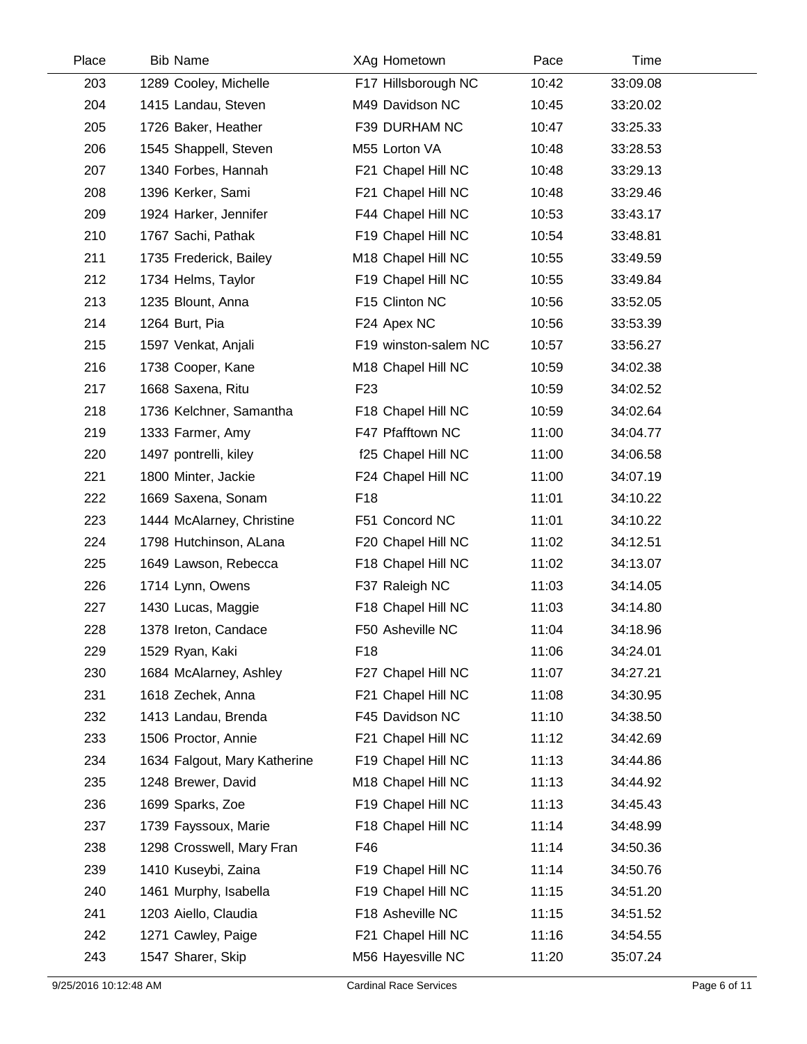| Place | Bib | Name | XAg | Hometown | Pace | Time |
|---|---|---|---|---|---|---|
| 203 | 1289 | Cooley, Michelle | F17 | Hillsborough NC | 10:42 | 33:09.08 |
| 204 | 1415 | Landau, Steven | M49 | Davidson NC | 10:45 | 33:20.02 |
| 205 | 1726 | Baker, Heather | F39 | DURHAM NC | 10:47 | 33:25.33 |
| 206 | 1545 | Shappell, Steven | M55 | Lorton VA | 10:48 | 33:28.53 |
| 207 | 1340 | Forbes, Hannah | F21 | Chapel Hill NC | 10:48 | 33:29.13 |
| 208 | 1396 | Kerker, Sami | F21 | Chapel Hill NC | 10:48 | 33:29.46 |
| 209 | 1924 | Harker, Jennifer | F44 | Chapel Hill NC | 10:53 | 33:43.17 |
| 210 | 1767 | Sachi, Pathak | F19 | Chapel Hill NC | 10:54 | 33:48.81 |
| 211 | 1735 | Frederick, Bailey | M18 | Chapel Hill NC | 10:55 | 33:49.59 |
| 212 | 1734 | Helms, Taylor | F19 | Chapel Hill NC | 10:55 | 33:49.84 |
| 213 | 1235 | Blount, Anna | F15 | Clinton NC | 10:56 | 33:52.05 |
| 214 | 1264 | Burt, Pia | F24 | Apex NC | 10:56 | 33:53.39 |
| 215 | 1597 | Venkat, Anjali | F19 | winston-salem NC | 10:57 | 33:56.27 |
| 216 | 1738 | Cooper, Kane | M18 | Chapel Hill NC | 10:59 | 34:02.38 |
| 217 | 1668 | Saxena, Ritu | F23 | | 10:59 | 34:02.52 |
| 218 | 1736 | Kelchner, Samantha | F18 | Chapel Hill NC | 10:59 | 34:02.64 |
| 219 | 1333 | Farmer, Amy | F47 | Pfafftown NC | 11:00 | 34:04.77 |
| 220 | 1497 | pontrelli, kiley | f25 | Chapel Hill NC | 11:00 | 34:06.58 |
| 221 | 1800 | Minter, Jackie | F24 | Chapel Hill NC | 11:00 | 34:07.19 |
| 222 | 1669 | Saxena, Sonam | F18 | | 11:01 | 34:10.22 |
| 223 | 1444 | McAlarney, Christine | F51 | Concord NC | 11:01 | 34:10.22 |
| 224 | 1798 | Hutchinson, ALana | F20 | Chapel Hill NC | 11:02 | 34:12.51 |
| 225 | 1649 | Lawson, Rebecca | F18 | Chapel Hill NC | 11:02 | 34:13.07 |
| 226 | 1714 | Lynn, Owens | F37 | Raleigh NC | 11:03 | 34:14.05 |
| 227 | 1430 | Lucas, Maggie | F18 | Chapel Hill NC | 11:03 | 34:14.80 |
| 228 | 1378 | Ireton, Candace | F50 | Asheville NC | 11:04 | 34:18.96 |
| 229 | 1529 | Ryan, Kaki | F18 | | 11:06 | 34:24.01 |
| 230 | 1684 | McAlarney, Ashley | F27 | Chapel Hill NC | 11:07 | 34:27.21 |
| 231 | 1618 | Zechek, Anna | F21 | Chapel Hill NC | 11:08 | 34:30.95 |
| 232 | 1413 | Landau, Brenda | F45 | Davidson NC | 11:10 | 34:38.50 |
| 233 | 1506 | Proctor, Annie | F21 | Chapel Hill NC | 11:12 | 34:42.69 |
| 234 | 1634 | Falgout, Mary Katherine | F19 | Chapel Hill NC | 11:13 | 34:44.86 |
| 235 | 1248 | Brewer, David | M18 | Chapel Hill NC | 11:13 | 34:44.92 |
| 236 | 1699 | Sparks, Zoe | F19 | Chapel Hill NC | 11:13 | 34:45.43 |
| 237 | 1739 | Fayssoux, Marie | F18 | Chapel Hill NC | 11:14 | 34:48.99 |
| 238 | 1298 | Crosswell, Mary Fran | F46 | | 11:14 | 34:50.36 |
| 239 | 1410 | Kuseybi, Zaina | F19 | Chapel Hill NC | 11:14 | 34:50.76 |
| 240 | 1461 | Murphy, Isabella | F19 | Chapel Hill NC | 11:15 | 34:51.20 |
| 241 | 1203 | Aiello, Claudia | F18 | Asheville NC | 11:15 | 34:51.52 |
| 242 | 1271 | Cawley, Paige | F21 | Chapel Hill NC | 11:16 | 34:54.55 |
| 243 | 1547 | Sharer, Skip | M56 | Hayesville NC | 11:20 | 35:07.24 |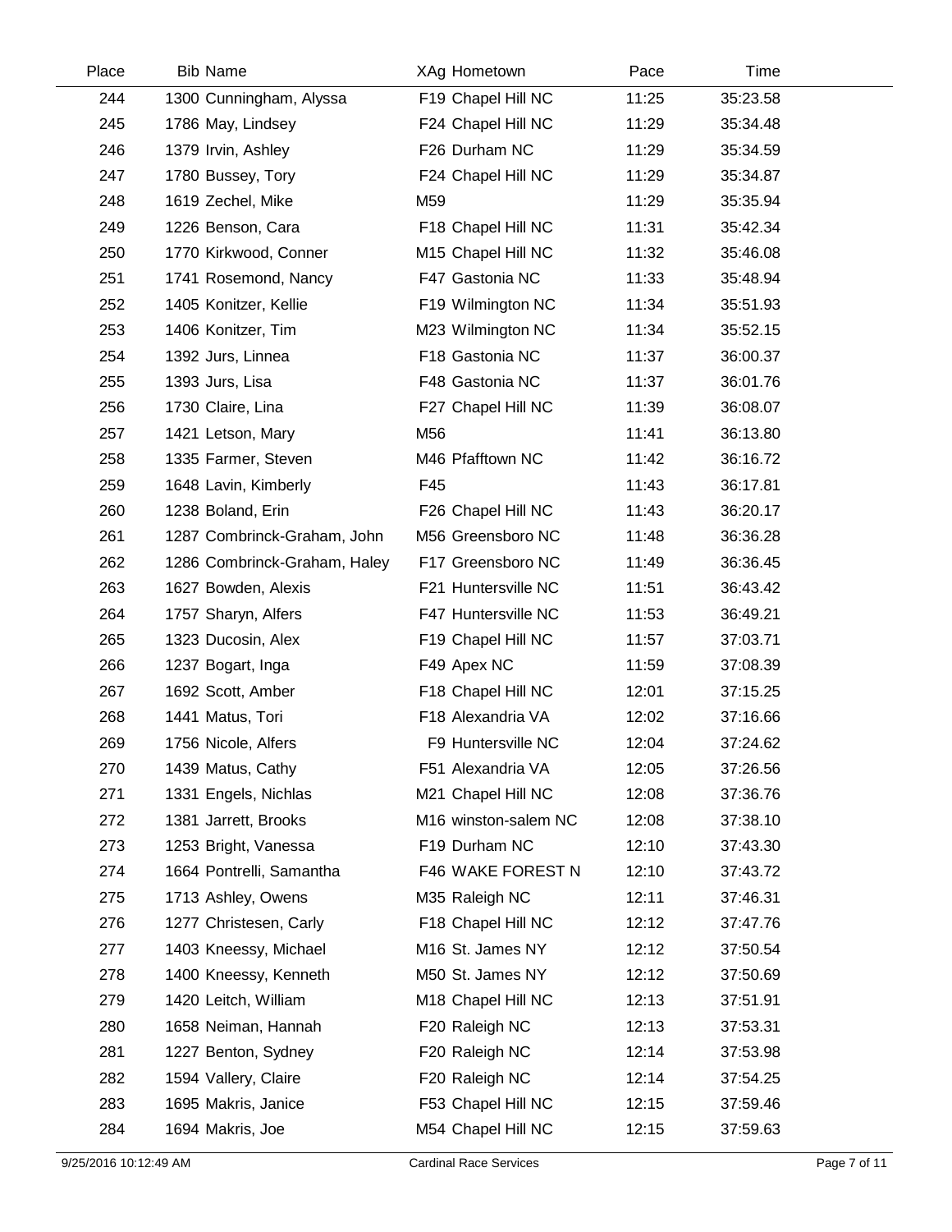| Place | Bib | Name | XAg | Hometown | Pace | Time |
|---|---|---|---|---|---|---|
| 244 | 1300 | Cunningham, Alyssa | F19 | Chapel Hill NC | 11:25 | 35:23.58 |
| 245 | 1786 | May, Lindsey | F24 | Chapel Hill NC | 11:29 | 35:34.48 |
| 246 | 1379 | Irvin, Ashley | F26 | Durham NC | 11:29 | 35:34.59 |
| 247 | 1780 | Bussey, Tory | F24 | Chapel Hill NC | 11:29 | 35:34.87 |
| 248 | 1619 | Zechel, Mike | M59 | | 11:29 | 35:35.94 |
| 249 | 1226 | Benson, Cara | F18 | Chapel Hill NC | 11:31 | 35:42.34 |
| 250 | 1770 | Kirkwood, Conner | M15 | Chapel Hill NC | 11:32 | 35:46.08 |
| 251 | 1741 | Rosemond, Nancy | F47 | Gastonia NC | 11:33 | 35:48.94 |
| 252 | 1405 | Konitzer, Kellie | F19 | Wilmington NC | 11:34 | 35:51.93 |
| 253 | 1406 | Konitzer, Tim | M23 | Wilmington NC | 11:34 | 35:52.15 |
| 254 | 1392 | Jurs, Linnea | F18 | Gastonia NC | 11:37 | 36:00.37 |
| 255 | 1393 | Jurs, Lisa | F48 | Gastonia NC | 11:37 | 36:01.76 |
| 256 | 1730 | Claire, Lina | F27 | Chapel Hill NC | 11:39 | 36:08.07 |
| 257 | 1421 | Letson, Mary | M56 | | 11:41 | 36:13.80 |
| 258 | 1335 | Farmer, Steven | M46 | Pfafftown NC | 11:42 | 36:16.72 |
| 259 | 1648 | Lavin, Kimberly | F45 | | 11:43 | 36:17.81 |
| 260 | 1238 | Boland, Erin | F26 | Chapel Hill NC | 11:43 | 36:20.17 |
| 261 | 1287 | Combrinck-Graham, John | M56 | Greensboro NC | 11:48 | 36:36.28 |
| 262 | 1286 | Combrinck-Graham, Haley | F17 | Greensboro NC | 11:49 | 36:36.45 |
| 263 | 1627 | Bowden, Alexis | F21 | Huntersville NC | 11:51 | 36:43.42 |
| 264 | 1757 | Sharyn, Alfers | F47 | Huntersville NC | 11:53 | 36:49.21 |
| 265 | 1323 | Ducosin, Alex | F19 | Chapel Hill NC | 11:57 | 37:03.71 |
| 266 | 1237 | Bogart, Inga | F49 | Apex NC | 11:59 | 37:08.39 |
| 267 | 1692 | Scott, Amber | F18 | Chapel Hill NC | 12:01 | 37:15.25 |
| 268 | 1441 | Matus, Tori | F18 | Alexandria VA | 12:02 | 37:16.66 |
| 269 | 1756 | Nicole, Alfers | F9 | Huntersville NC | 12:04 | 37:24.62 |
| 270 | 1439 | Matus, Cathy | F51 | Alexandria VA | 12:05 | 37:26.56 |
| 271 | 1331 | Engels, Nichlas | M21 | Chapel Hill NC | 12:08 | 37:36.76 |
| 272 | 1381 | Jarrett, Brooks | M16 | winston-salem NC | 12:08 | 37:38.10 |
| 273 | 1253 | Bright, Vanessa | F19 | Durham NC | 12:10 | 37:43.30 |
| 274 | 1664 | Pontrelli, Samantha | F46 | WAKE FOREST N | 12:10 | 37:43.72 |
| 275 | 1713 | Ashley, Owens | M35 | Raleigh NC | 12:11 | 37:46.31 |
| 276 | 1277 | Christesen, Carly | F18 | Chapel Hill NC | 12:12 | 37:47.76 |
| 277 | 1403 | Kneessy, Michael | M16 | St. James NY | 12:12 | 37:50.54 |
| 278 | 1400 | Kneessy, Kenneth | M50 | St. James NY | 12:12 | 37:50.69 |
| 279 | 1420 | Leitch, William | M18 | Chapel Hill NC | 12:13 | 37:51.91 |
| 280 | 1658 | Neiman, Hannah | F20 | Raleigh NC | 12:13 | 37:53.31 |
| 281 | 1227 | Benton, Sydney | F20 | Raleigh NC | 12:14 | 37:53.98 |
| 282 | 1594 | Vallery, Claire | F20 | Raleigh NC | 12:14 | 37:54.25 |
| 283 | 1695 | Makris, Janice | F53 | Chapel Hill NC | 12:15 | 37:59.46 |
| 284 | 1694 | Makris, Joe | M54 | Chapel Hill NC | 12:15 | 37:59.63 |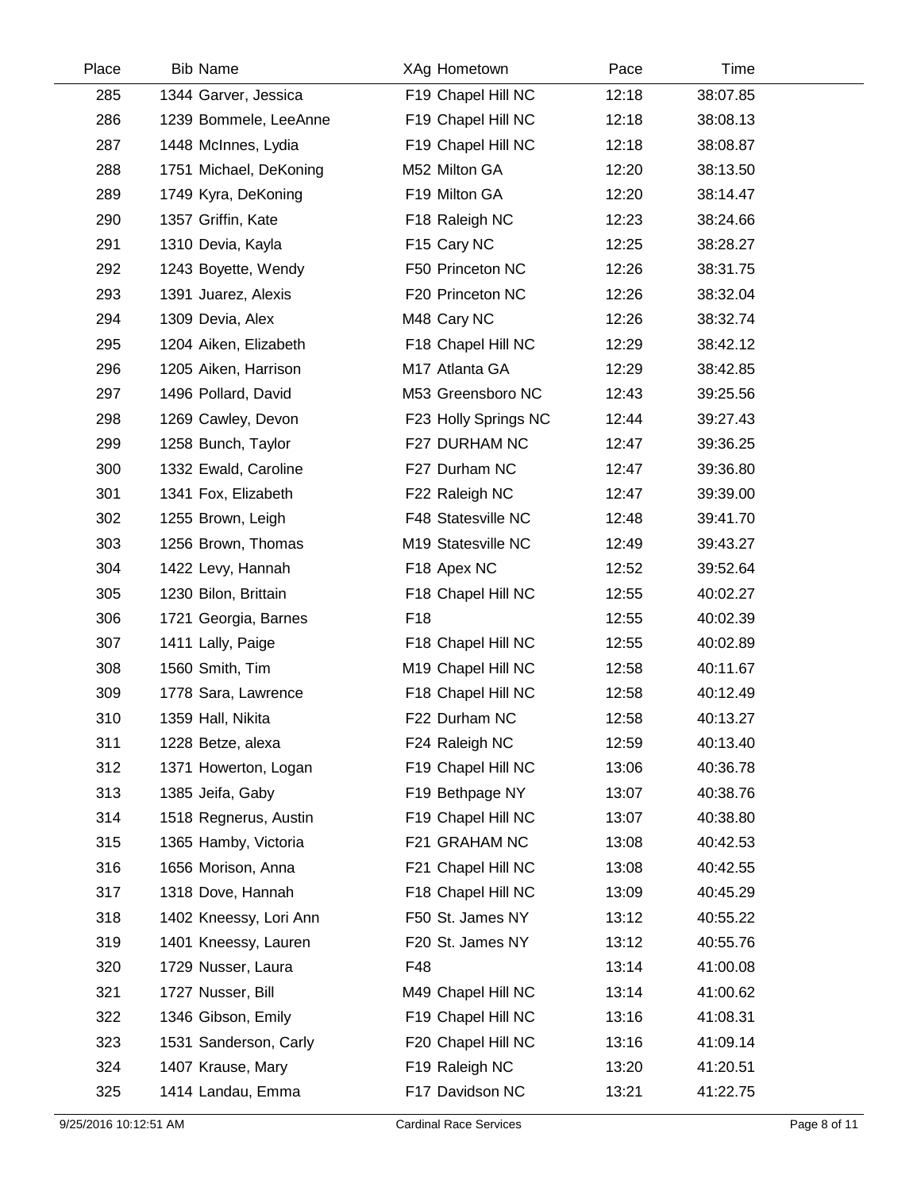| Place | Bib | Name | XAg | Hometown | Pace | Time |
|---|---|---|---|---|---|---|
| 285 | 1344 | Garver, Jessica | F19 | Chapel Hill NC | 12:18 | 38:07.85 |
| 286 | 1239 | Bommele, LeeAnne | F19 | Chapel Hill NC | 12:18 | 38:08.13 |
| 287 | 1448 | McInnes, Lydia | F19 | Chapel Hill NC | 12:18 | 38:08.87 |
| 288 | 1751 | Michael, DeKoning | M52 | Milton GA | 12:20 | 38:13.50 |
| 289 | 1749 | Kyra, DeKoning | F19 | Milton GA | 12:20 | 38:14.47 |
| 290 | 1357 | Griffin, Kate | F18 | Raleigh NC | 12:23 | 38:24.66 |
| 291 | 1310 | Devia, Kayla | F15 | Cary NC | 12:25 | 38:28.27 |
| 292 | 1243 | Boyette, Wendy | F50 | Princeton NC | 12:26 | 38:31.75 |
| 293 | 1391 | Juarez, Alexis | F20 | Princeton NC | 12:26 | 38:32.04 |
| 294 | 1309 | Devia, Alex | M48 | Cary NC | 12:26 | 38:32.74 |
| 295 | 1204 | Aiken, Elizabeth | F18 | Chapel Hill NC | 12:29 | 38:42.12 |
| 296 | 1205 | Aiken, Harrison | M17 | Atlanta GA | 12:29 | 38:42.85 |
| 297 | 1496 | Pollard, David | M53 | Greensboro NC | 12:43 | 39:25.56 |
| 298 | 1269 | Cawley, Devon | F23 | Holly Springs NC | 12:44 | 39:27.43 |
| 299 | 1258 | Bunch, Taylor | F27 | DURHAM NC | 12:47 | 39:36.25 |
| 300 | 1332 | Ewald, Caroline | F27 | Durham NC | 12:47 | 39:36.80 |
| 301 | 1341 | Fox, Elizabeth | F22 | Raleigh NC | 12:47 | 39:39.00 |
| 302 | 1255 | Brown, Leigh | F48 | Statesville NC | 12:48 | 39:41.70 |
| 303 | 1256 | Brown, Thomas | M19 | Statesville NC | 12:49 | 39:43.27 |
| 304 | 1422 | Levy, Hannah | F18 | Apex NC | 12:52 | 39:52.64 |
| 305 | 1230 | Bilon, Brittain | F18 | Chapel Hill NC | 12:55 | 40:02.27 |
| 306 | 1721 | Georgia, Barnes | F18 | | 12:55 | 40:02.39 |
| 307 | 1411 | Lally, Paige | F18 | Chapel Hill NC | 12:55 | 40:02.89 |
| 308 | 1560 | Smith, Tim | M19 | Chapel Hill NC | 12:58 | 40:11.67 |
| 309 | 1778 | Sara, Lawrence | F18 | Chapel Hill NC | 12:58 | 40:12.49 |
| 310 | 1359 | Hall, Nikita | F22 | Durham NC | 12:58 | 40:13.27 |
| 311 | 1228 | Betze, alexa | F24 | Raleigh NC | 12:59 | 40:13.40 |
| 312 | 1371 | Howerton, Logan | F19 | Chapel Hill NC | 13:06 | 40:36.78 |
| 313 | 1385 | Jeifa, Gaby | F19 | Bethpage NY | 13:07 | 40:38.76 |
| 314 | 1518 | Regnerus, Austin | F19 | Chapel Hill NC | 13:07 | 40:38.80 |
| 315 | 1365 | Hamby, Victoria | F21 | GRAHAM NC | 13:08 | 40:42.53 |
| 316 | 1656 | Morison, Anna | F21 | Chapel Hill NC | 13:08 | 40:42.55 |
| 317 | 1318 | Dove, Hannah | F18 | Chapel Hill NC | 13:09 | 40:45.29 |
| 318 | 1402 | Kneessy, Lori Ann | F50 | St. James NY | 13:12 | 40:55.22 |
| 319 | 1401 | Kneessy, Lauren | F20 | St. James NY | 13:12 | 40:55.76 |
| 320 | 1729 | Nusser, Laura | F48 | | 13:14 | 41:00.08 |
| 321 | 1727 | Nusser, Bill | M49 | Chapel Hill NC | 13:14 | 41:00.62 |
| 322 | 1346 | Gibson, Emily | F19 | Chapel Hill NC | 13:16 | 41:08.31 |
| 323 | 1531 | Sanderson, Carly | F20 | Chapel Hill NC | 13:16 | 41:09.14 |
| 324 | 1407 | Krause, Mary | F19 | Raleigh NC | 13:20 | 41:20.51 |
| 325 | 1414 | Landau, Emma | F17 | Davidson NC | 13:21 | 41:22.75 |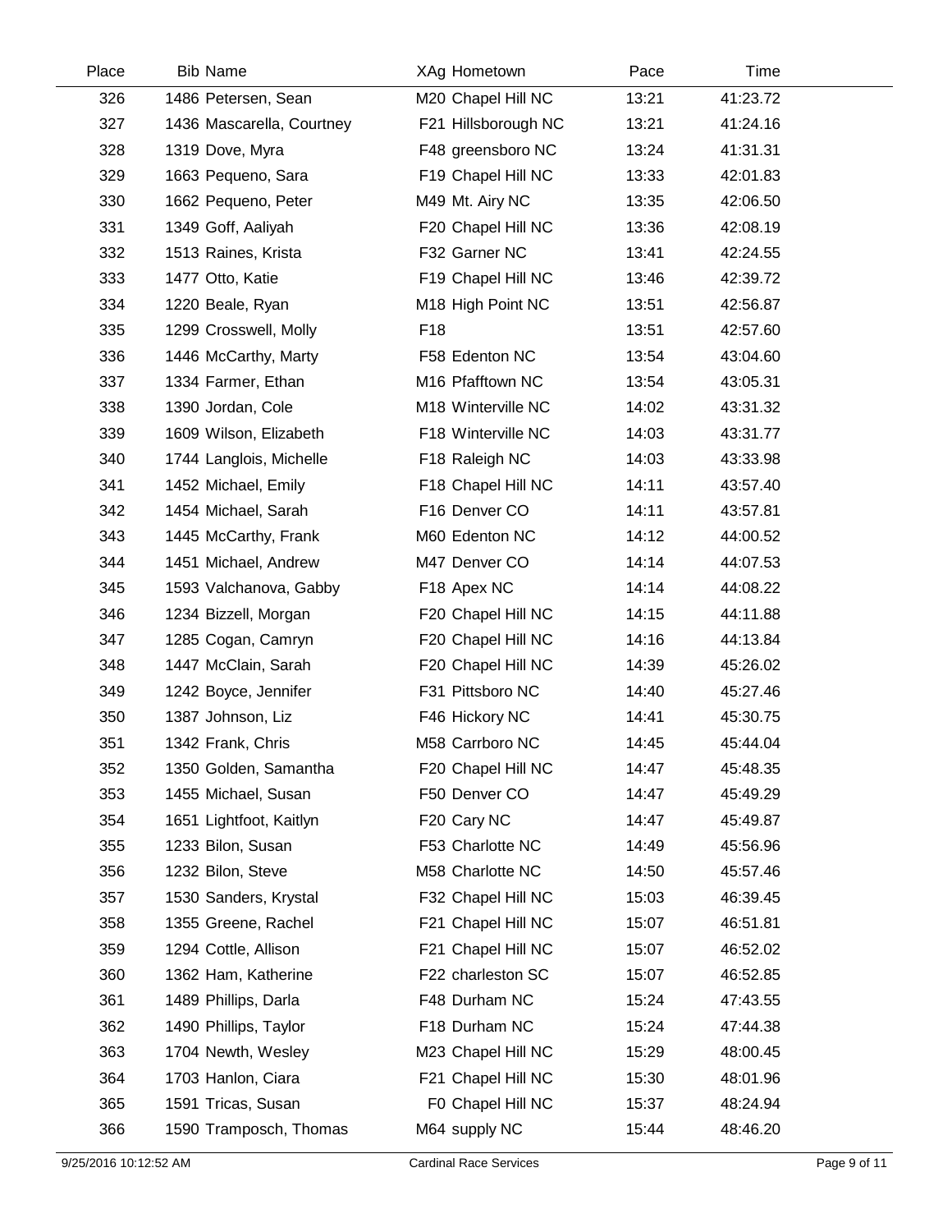| Place | Bib | Name | XAg | Hometown | Pace | Time |
|---|---|---|---|---|---|---|
| 326 | 1486 | Petersen, Sean | M20 | Chapel Hill NC | 13:21 | 41:23.72 |
| 327 | 1436 | Mascarella, Courtney | F21 | Hillsborough NC | 13:21 | 41:24.16 |
| 328 | 1319 | Dove, Myra | F48 | greensboro NC | 13:24 | 41:31.31 |
| 329 | 1663 | Pequeno, Sara | F19 | Chapel Hill NC | 13:33 | 42:01.83 |
| 330 | 1662 | Pequeno, Peter | M49 | Mt. Airy NC | 13:35 | 42:06.50 |
| 331 | 1349 | Goff, Aaliyah | F20 | Chapel Hill NC | 13:36 | 42:08.19 |
| 332 | 1513 | Raines, Krista | F32 | Garner NC | 13:41 | 42:24.55 |
| 333 | 1477 | Otto, Katie | F19 | Chapel Hill NC | 13:46 | 42:39.72 |
| 334 | 1220 | Beale, Ryan | M18 | High Point NC | 13:51 | 42:56.87 |
| 335 | 1299 | Crosswell, Molly | F18 | | 13:51 | 42:57.60 |
| 336 | 1446 | McCarthy, Marty | F58 | Edenton NC | 13:54 | 43:04.60 |
| 337 | 1334 | Farmer, Ethan | M16 | Pfafftown NC | 13:54 | 43:05.31 |
| 338 | 1390 | Jordan, Cole | M18 | Winterville NC | 14:02 | 43:31.32 |
| 339 | 1609 | Wilson, Elizabeth | F18 | Winterville NC | 14:03 | 43:31.77 |
| 340 | 1744 | Langlois, Michelle | F18 | Raleigh NC | 14:03 | 43:33.98 |
| 341 | 1452 | Michael, Emily | F18 | Chapel Hill NC | 14:11 | 43:57.40 |
| 342 | 1454 | Michael, Sarah | F16 | Denver CO | 14:11 | 43:57.81 |
| 343 | 1445 | McCarthy, Frank | M60 | Edenton NC | 14:12 | 44:00.52 |
| 344 | 1451 | Michael, Andrew | M47 | Denver CO | 14:14 | 44:07.53 |
| 345 | 1593 | Valchanova, Gabby | F18 | Apex NC | 14:14 | 44:08.22 |
| 346 | 1234 | Bizzell, Morgan | F20 | Chapel Hill NC | 14:15 | 44:11.88 |
| 347 | 1285 | Cogan, Camryn | F20 | Chapel Hill NC | 14:16 | 44:13.84 |
| 348 | 1447 | McClain, Sarah | F20 | Chapel Hill NC | 14:39 | 45:26.02 |
| 349 | 1242 | Boyce, Jennifer | F31 | Pittsboro NC | 14:40 | 45:27.46 |
| 350 | 1387 | Johnson, Liz | F46 | Hickory NC | 14:41 | 45:30.75 |
| 351 | 1342 | Frank, Chris | M58 | Carrboro NC | 14:45 | 45:44.04 |
| 352 | 1350 | Golden, Samantha | F20 | Chapel Hill NC | 14:47 | 45:48.35 |
| 353 | 1455 | Michael, Susan | F50 | Denver CO | 14:47 | 45:49.29 |
| 354 | 1651 | Lightfoot, Kaitlyn | F20 | Cary NC | 14:47 | 45:49.87 |
| 355 | 1233 | Bilon, Susan | F53 | Charlotte NC | 14:49 | 45:56.96 |
| 356 | 1232 | Bilon, Steve | M58 | Charlotte NC | 14:50 | 45:57.46 |
| 357 | 1530 | Sanders, Krystal | F32 | Chapel Hill NC | 15:03 | 46:39.45 |
| 358 | 1355 | Greene, Rachel | F21 | Chapel Hill NC | 15:07 | 46:51.81 |
| 359 | 1294 | Cottle, Allison | F21 | Chapel Hill NC | 15:07 | 46:52.02 |
| 360 | 1362 | Ham, Katherine | F22 | charleston SC | 15:07 | 46:52.85 |
| 361 | 1489 | Phillips, Darla | F48 | Durham NC | 15:24 | 47:43.55 |
| 362 | 1490 | Phillips, Taylor | F18 | Durham NC | 15:24 | 47:44.38 |
| 363 | 1704 | Newth, Wesley | M23 | Chapel Hill NC | 15:29 | 48:00.45 |
| 364 | 1703 | Hanlon, Ciara | F21 | Chapel Hill NC | 15:30 | 48:01.96 |
| 365 | 1591 | Tricas, Susan | F0 | Chapel Hill NC | 15:37 | 48:24.94 |
| 366 | 1590 | Tramposch, Thomas | M64 | supply NC | 15:44 | 48:46.20 |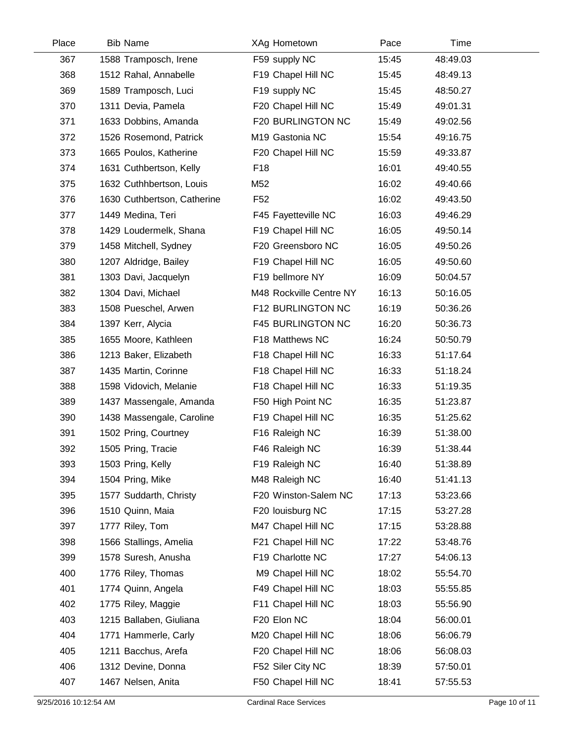| Place | Bib | Name | XAg | Hometown | Pace | Time |
|---|---|---|---|---|---|---|
| 367 | 1588 | Tramposch, Irene | F59 | supply NC | 15:45 | 48:49.03 |
| 368 | 1512 | Rahal, Annabelle | F19 | Chapel Hill NC | 15:45 | 48:49.13 |
| 369 | 1589 | Tramposch, Luci | F19 | supply NC | 15:45 | 48:50.27 |
| 370 | 1311 | Devia, Pamela | F20 | Chapel Hill NC | 15:49 | 49:01.31 |
| 371 | 1633 | Dobbins, Amanda | F20 | BURLINGTON NC | 15:49 | 49:02.56 |
| 372 | 1526 | Rosemond, Patrick | M19 | Gastonia NC | 15:54 | 49:16.75 |
| 373 | 1665 | Poulos, Katherine | F20 | Chapel Hill NC | 15:59 | 49:33.87 |
| 374 | 1631 | Cuthbertson, Kelly | F18 | | 16:01 | 49:40.55 |
| 375 | 1632 | Cuthhbertson, Louis | M52 | | 16:02 | 49:40.66 |
| 376 | 1630 | Cuthbertson, Catherine | F52 | | 16:02 | 49:43.50 |
| 377 | 1449 | Medina, Teri | F45 | Fayetteville NC | 16:03 | 49:46.29 |
| 378 | 1429 | Loudermelk, Shana | F19 | Chapel Hill NC | 16:05 | 49:50.14 |
| 379 | 1458 | Mitchell, Sydney | F20 | Greensboro NC | 16:05 | 49:50.26 |
| 380 | 1207 | Aldridge, Bailey | F19 | Chapel Hill NC | 16:05 | 49:50.60 |
| 381 | 1303 | Davi, Jacquelyn | F19 | bellmore NY | 16:09 | 50:04.57 |
| 382 | 1304 | Davi, Michael | M48 | Rockville Centre NY | 16:13 | 50:16.05 |
| 383 | 1508 | Pueschel, Arwen | F12 | BURLINGTON NC | 16:19 | 50:36.26 |
| 384 | 1397 | Kerr, Alycia | F45 | BURLINGTON NC | 16:20 | 50:36.73 |
| 385 | 1655 | Moore, Kathleen | F18 | Matthews NC | 16:24 | 50:50.79 |
| 386 | 1213 | Baker, Elizabeth | F18 | Chapel Hill NC | 16:33 | 51:17.64 |
| 387 | 1435 | Martin, Corinne | F18 | Chapel Hill NC | 16:33 | 51:18.24 |
| 388 | 1598 | Vidovich, Melanie | F18 | Chapel Hill NC | 16:33 | 51:19.35 |
| 389 | 1437 | Massengale, Amanda | F50 | High Point NC | 16:35 | 51:23.87 |
| 390 | 1438 | Massengale, Caroline | F19 | Chapel Hill NC | 16:35 | 51:25.62 |
| 391 | 1502 | Pring, Courtney | F16 | Raleigh NC | 16:39 | 51:38.00 |
| 392 | 1505 | Pring, Tracie | F46 | Raleigh NC | 16:39 | 51:38.44 |
| 393 | 1503 | Pring, Kelly | F19 | Raleigh NC | 16:40 | 51:38.89 |
| 394 | 1504 | Pring, Mike | M48 | Raleigh NC | 16:40 | 51:41.13 |
| 395 | 1577 | Suddarth, Christy | F20 | Winston-Salem NC | 17:13 | 53:23.66 |
| 396 | 1510 | Quinn, Maia | F20 | louisburg NC | 17:15 | 53:27.28 |
| 397 | 1777 | Riley, Tom | M47 | Chapel Hill NC | 17:15 | 53:28.88 |
| 398 | 1566 | Stallings, Amelia | F21 | Chapel Hill NC | 17:22 | 53:48.76 |
| 399 | 1578 | Suresh, Anusha | F19 | Charlotte NC | 17:27 | 54:06.13 |
| 400 | 1776 | Riley, Thomas | M9 | Chapel Hill NC | 18:02 | 55:54.70 |
| 401 | 1774 | Quinn, Angela | F49 | Chapel Hill NC | 18:03 | 55:55.85 |
| 402 | 1775 | Riley, Maggie | F11 | Chapel Hill NC | 18:03 | 55:56.90 |
| 403 | 1215 | Ballaben, Giuliana | F20 | Elon NC | 18:04 | 56:00.01 |
| 404 | 1771 | Hammerle, Carly | M20 | Chapel Hill NC | 18:06 | 56:06.79 |
| 405 | 1211 | Bacchus, Arefa | F20 | Chapel Hill NC | 18:06 | 56:08.03 |
| 406 | 1312 | Devine, Donna | F52 | Siler City NC | 18:39 | 57:50.01 |
| 407 | 1467 | Nelsen, Anita | F50 | Chapel Hill NC | 18:41 | 57:55.53 |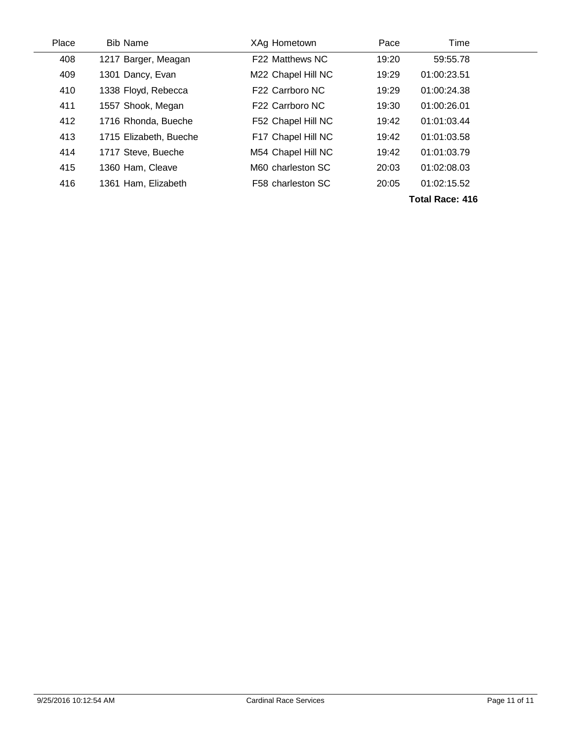| Place | Bib | Name | XAg | Hometown | Pace | Time |
|---|---|---|---|---|---|---|
| 408 | 1217 | Barger, Meagan | F22 | Matthews NC | 19:20 | 59:55.78 |
| 409 | 1301 | Dancy, Evan | M22 | Chapel Hill NC | 19:29 | 01:00:23.51 |
| 410 | 1338 | Floyd, Rebecca | F22 | Carrboro NC | 19:29 | 01:00:24.38 |
| 411 | 1557 | Shook, Megan | F22 | Carrboro NC | 19:30 | 01:00:26.01 |
| 412 | 1716 | Rhonda, Bueche | F52 | Chapel Hill NC | 19:42 | 01:01:03.44 |
| 413 | 1715 | Elizabeth, Bueche | F17 | Chapel Hill NC | 19:42 | 01:01:03.58 |
| 414 | 1717 | Steve, Bueche | M54 | Chapel Hill NC | 19:42 | 01:01:03.79 |
| 415 | 1360 | Ham, Cleave | M60 | charleston SC | 20:03 | 01:02:08.03 |
| 416 | 1361 | Ham, Elizabeth | F58 | charleston SC | 20:05 | 01:02:15.52 |

**Total Race: 416**

9/25/2016 10:12:54 AM | Cardinal Race Services